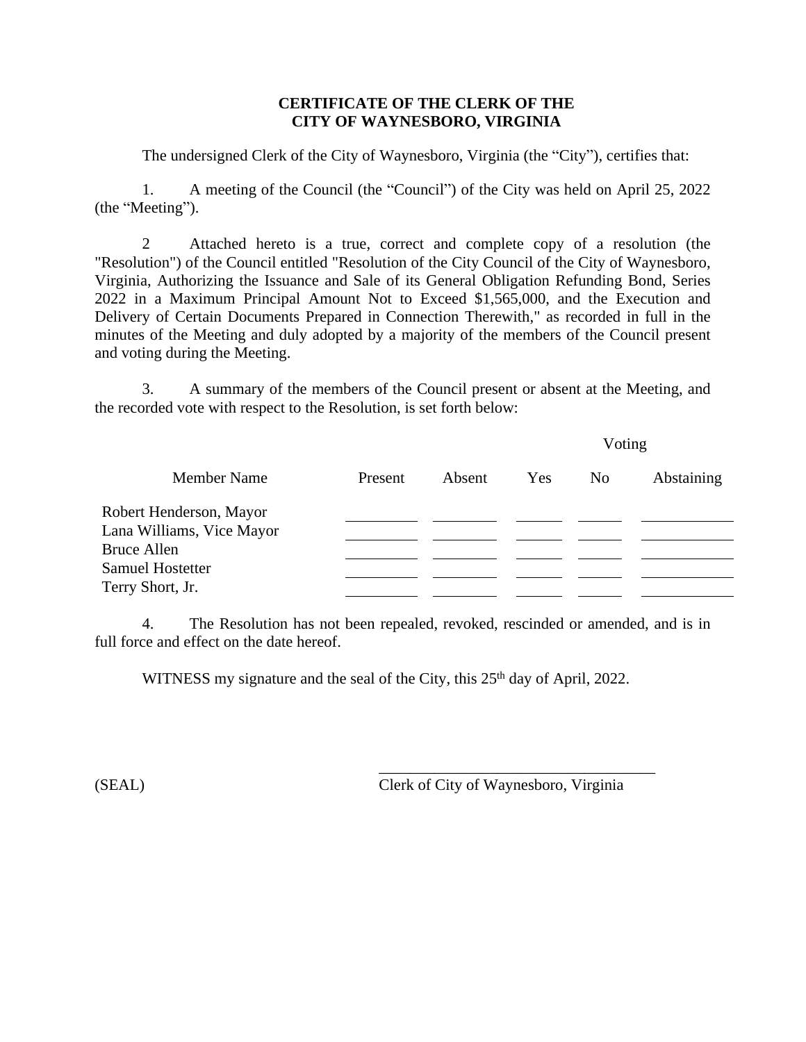**CERTIFICATE OF THE CLERK OF THE**
**CITY OF WAYNESBORO, VIRGINIA**

The undersigned Clerk of the City of Waynesboro, Virginia (the "City"), certifies that:

1. A meeting of the Council (the "Council") of the City was held on April 25, 2022 (the "Meeting").

2 Attached hereto is a true, correct and complete copy of a resolution (the "Resolution") of the Council entitled "Resolution of the City Council of the City of Waynesboro, Virginia, Authorizing the Issuance and Sale of its General Obligation Refunding Bond, Series 2022 in a Maximum Principal Amount Not to Exceed $1,565,000, and the Execution and Delivery of Certain Documents Prepared in Connection Therewith," as recorded in full in the minutes of the Meeting and duly adopted by a majority of the members of the Council present and voting during the Meeting.

3. A summary of the members of the Council present or absent at the Meeting, and the recorded vote with respect to the Resolution, is set forth below:

| | | | Voting | | |
|---|---|---|---|---|---|
| Member Name | Present | Absent | Yes | No | Abstaining |
| Robert Henderson, Mayor | ______ | ______ | ______ | ______ | ______ |
| Lana Williams, Vice Mayor | ______ | ______ | ______ | ______ | ______ |
| Bruce Allen | ______ | ______ | ______ | ______ | ______ |
| Samuel Hostetter | ______ | ______ | ______ | ______ | ______ |
| Terry Short, Jr. | ______ | ______ | ______ | ______ | ______ |

4. The Resolution has not been repealed, revoked, rescinded or amended, and is in full force and effect on the date hereof.

WITNESS my signature and the seal of the City, this 25th day of April, 2022.

(SEAL)

\_\_\_\_\_\_\_\_\_\_\_\_\_\_\_\_\_\_\_\_\_\_\_\_\_\_\_\_\_\_\_\_\_\_\_\_
Clerk of City of Waynesboro, Virginia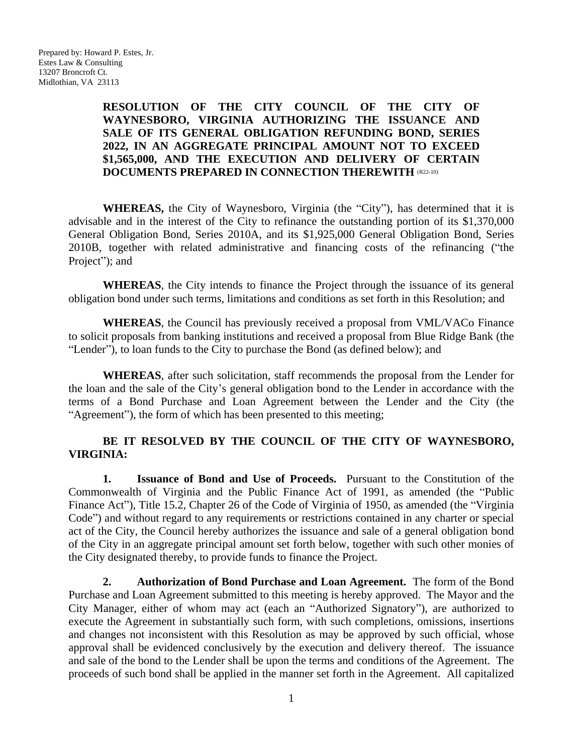Prepared by: Howard P. Estes, Jr.
Estes Law & Consulting
13207 Broncroft Ct.
Midlothian, VA 23113

**RESOLUTION OF THE CITY COUNCIL OF THE CITY OF WAYNESBORO, VIRGINIA AUTHORIZING THE ISSUANCE AND SALE OF ITS GENERAL OBLIGATION REFUNDING BOND, SERIES 2022, IN AN AGGREGATE PRINCIPAL AMOUNT NOT TO EXCEED $1,565,000, AND THE EXECUTION AND DELIVERY OF CERTAIN DOCUMENTS PREPARED IN CONNECTION THEREWITH** (R22-10)

**WHEREAS,** the City of Waynesboro, Virginia (the "City"), has determined that it is advisable and in the interest of the City to refinance the outstanding portion of its $1,370,000 General Obligation Bond, Series 2010A, and its $1,925,000 General Obligation Bond, Series 2010B, together with related administrative and financing costs of the refinancing ("the Project"); and

**WHEREAS**, the City intends to finance the Project through the issuance of its general obligation bond under such terms, limitations and conditions as set forth in this Resolution; and

**WHEREAS**, the Council has previously received a proposal from VML/VACo Finance to solicit proposals from banking institutions and received a proposal from Blue Ridge Bank (the "Lender"), to loan funds to the City to purchase the Bond (as defined below); and

**WHEREAS**, after such solicitation, staff recommends the proposal from the Lender for the loan and the sale of the City's general obligation bond to the Lender in accordance with the terms of a Bond Purchase and Loan Agreement between the Lender and the City (the "Agreement"), the form of which has been presented to this meeting;

**BE IT RESOLVED BY THE COUNCIL OF THE CITY OF WAYNESBORO, VIRGINIA:**

**1. Issuance of Bond and Use of Proceeds.** Pursuant to the Constitution of the Commonwealth of Virginia and the Public Finance Act of 1991, as amended (the "Public Finance Act"), Title 15.2, Chapter 26 of the Code of Virginia of 1950, as amended (the "Virginia Code") and without regard to any requirements or restrictions contained in any charter or special act of the City, the Council hereby authorizes the issuance and sale of a general obligation bond of the City in an aggregate principal amount set forth below, together with such other monies of the City designated thereby, to provide funds to finance the Project.

**2. Authorization of Bond Purchase and Loan Agreement.** The form of the Bond Purchase and Loan Agreement submitted to this meeting is hereby approved. The Mayor and the City Manager, either of whom may act (each an "Authorized Signatory"), are authorized to execute the Agreement in substantially such form, with such completions, omissions, insertions and changes not inconsistent with this Resolution as may be approved by such official, whose approval shall be evidenced conclusively by the execution and delivery thereof. The issuance and sale of the bond to the Lender shall be upon the terms and conditions of the Agreement. The proceeds of such bond shall be applied in the manner set forth in the Agreement. All capitalized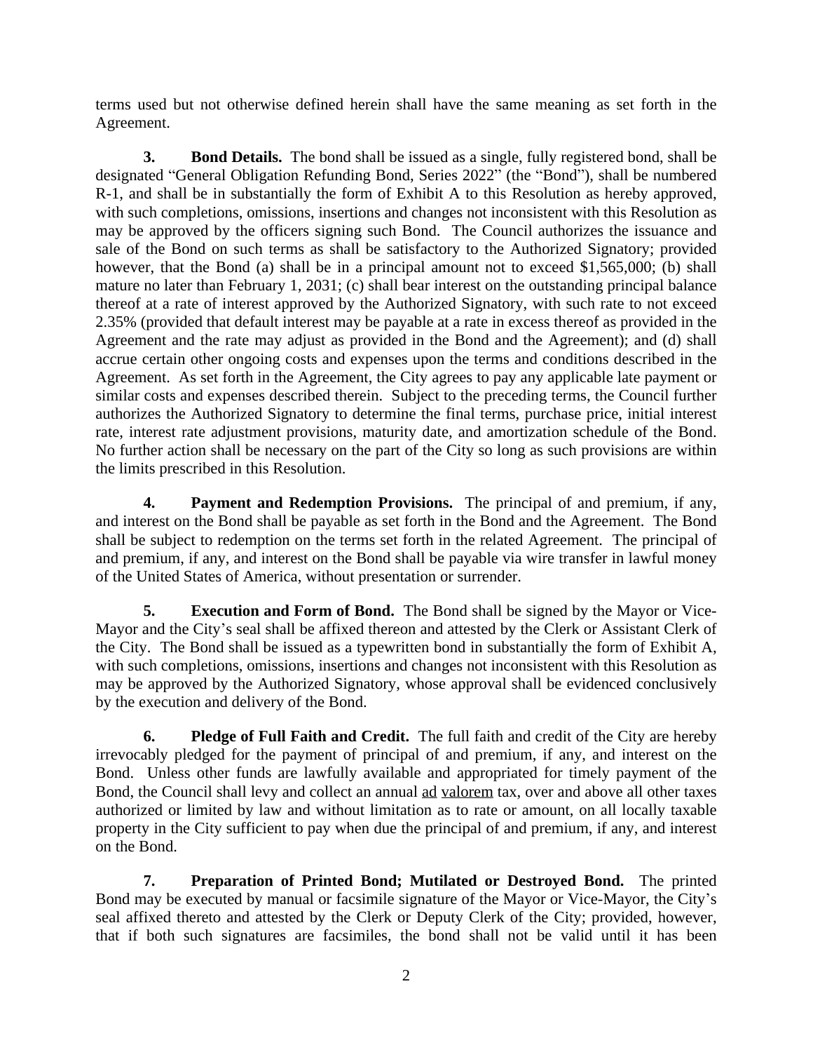terms used but not otherwise defined herein shall have the same meaning as set forth in the Agreement.

**3. Bond Details.** The bond shall be issued as a single, fully registered bond, shall be designated "General Obligation Refunding Bond, Series 2022" (the "Bond"), shall be numbered R-1, and shall be in substantially the form of Exhibit A to this Resolution as hereby approved, with such completions, omissions, insertions and changes not inconsistent with this Resolution as may be approved by the officers signing such Bond. The Council authorizes the issuance and sale of the Bond on such terms as shall be satisfactory to the Authorized Signatory; provided however, that the Bond (a) shall be in a principal amount not to exceed $1,565,000; (b) shall mature no later than February 1, 2031; (c) shall bear interest on the outstanding principal balance thereof at a rate of interest approved by the Authorized Signatory, with such rate to not exceed 2.35% (provided that default interest may be payable at a rate in excess thereof as provided in the Agreement and the rate may adjust as provided in the Bond and the Agreement); and (d) shall accrue certain other ongoing costs and expenses upon the terms and conditions described in the Agreement. As set forth in the Agreement, the City agrees to pay any applicable late payment or similar costs and expenses described therein. Subject to the preceding terms, the Council further authorizes the Authorized Signatory to determine the final terms, purchase price, initial interest rate, interest rate adjustment provisions, maturity date, and amortization schedule of the Bond. No further action shall be necessary on the part of the City so long as such provisions are within the limits prescribed in this Resolution.

**4. Payment and Redemption Provisions.** The principal of and premium, if any, and interest on the Bond shall be payable as set forth in the Bond and the Agreement. The Bond shall be subject to redemption on the terms set forth in the related Agreement. The principal of and premium, if any, and interest on the Bond shall be payable via wire transfer in lawful money of the United States of America, without presentation or surrender.

**5. Execution and Form of Bond.** The Bond shall be signed by the Mayor or Vice-Mayor and the City's seal shall be affixed thereon and attested by the Clerk or Assistant Clerk of the City. The Bond shall be issued as a typewritten bond in substantially the form of Exhibit A, with such completions, omissions, insertions and changes not inconsistent with this Resolution as may be approved by the Authorized Signatory, whose approval shall be evidenced conclusively by the execution and delivery of the Bond.

**6. Pledge of Full Faith and Credit.** The full faith and credit of the City are hereby irrevocably pledged for the payment of principal of and premium, if any, and interest on the Bond. Unless other funds are lawfully available and appropriated for timely payment of the Bond, the Council shall levy and collect an annual ad valorem tax, over and above all other taxes authorized or limited by law and without limitation as to rate or amount, on all locally taxable property in the City sufficient to pay when due the principal of and premium, if any, and interest on the Bond.

**7. Preparation of Printed Bond; Mutilated or Destroyed Bond.** The printed Bond may be executed by manual or facsimile signature of the Mayor or Vice-Mayor, the City's seal affixed thereto and attested by the Clerk or Deputy Clerk of the City; provided, however, that if both such signatures are facsimiles, the bond shall not be valid until it has been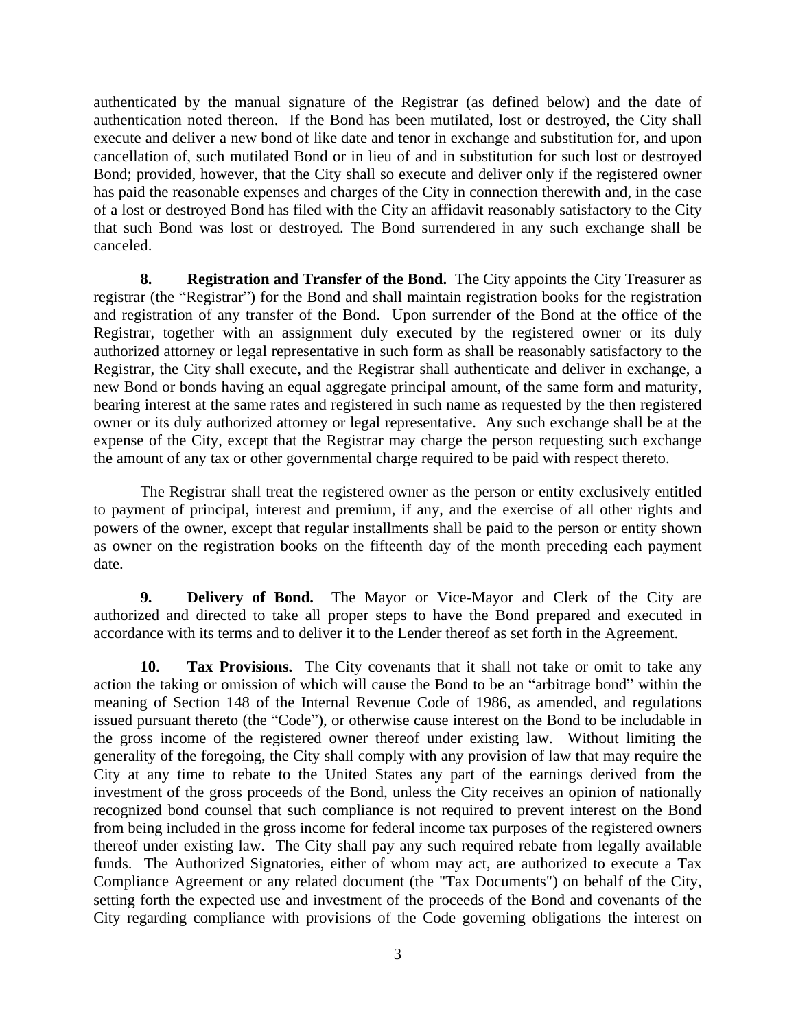authenticated by the manual signature of the Registrar (as defined below) and the date of authentication noted thereon. If the Bond has been mutilated, lost or destroyed, the City shall execute and deliver a new bond of like date and tenor in exchange and substitution for, and upon cancellation of, such mutilated Bond or in lieu of and in substitution for such lost or destroyed Bond; provided, however, that the City shall so execute and deliver only if the registered owner has paid the reasonable expenses and charges of the City in connection therewith and, in the case of a lost or destroyed Bond has filed with the City an affidavit reasonably satisfactory to the City that such Bond was lost or destroyed. The Bond surrendered in any such exchange shall be canceled.

**8. Registration and Transfer of the Bond.** The City appoints the City Treasurer as registrar (the "Registrar") for the Bond and shall maintain registration books for the registration and registration of any transfer of the Bond. Upon surrender of the Bond at the office of the Registrar, together with an assignment duly executed by the registered owner or its duly authorized attorney or legal representative in such form as shall be reasonably satisfactory to the Registrar, the City shall execute, and the Registrar shall authenticate and deliver in exchange, a new Bond or bonds having an equal aggregate principal amount, of the same form and maturity, bearing interest at the same rates and registered in such name as requested by the then registered owner or its duly authorized attorney or legal representative. Any such exchange shall be at the expense of the City, except that the Registrar may charge the person requesting such exchange the amount of any tax or other governmental charge required to be paid with respect thereto.

The Registrar shall treat the registered owner as the person or entity exclusively entitled to payment of principal, interest and premium, if any, and the exercise of all other rights and powers of the owner, except that regular installments shall be paid to the person or entity shown as owner on the registration books on the fifteenth day of the month preceding each payment date.

**9. Delivery of Bond.** The Mayor or Vice-Mayor and Clerk of the City are authorized and directed to take all proper steps to have the Bond prepared and executed in accordance with its terms and to deliver it to the Lender thereof as set forth in the Agreement.

**10. Tax Provisions.** The City covenants that it shall not take or omit to take any action the taking or omission of which will cause the Bond to be an "arbitrage bond" within the meaning of Section 148 of the Internal Revenue Code of 1986, as amended, and regulations issued pursuant thereto (the "Code"), or otherwise cause interest on the Bond to be includable in the gross income of the registered owner thereof under existing law. Without limiting the generality of the foregoing, the City shall comply with any provision of law that may require the City at any time to rebate to the United States any part of the earnings derived from the investment of the gross proceeds of the Bond, unless the City receives an opinion of nationally recognized bond counsel that such compliance is not required to prevent interest on the Bond from being included in the gross income for federal income tax purposes of the registered owners thereof under existing law. The City shall pay any such required rebate from legally available funds. The Authorized Signatories, either of whom may act, are authorized to execute a Tax Compliance Agreement or any related document (the "Tax Documents") on behalf of the City, setting forth the expected use and investment of the proceeds of the Bond and covenants of the City regarding compliance with provisions of the Code governing obligations the interest on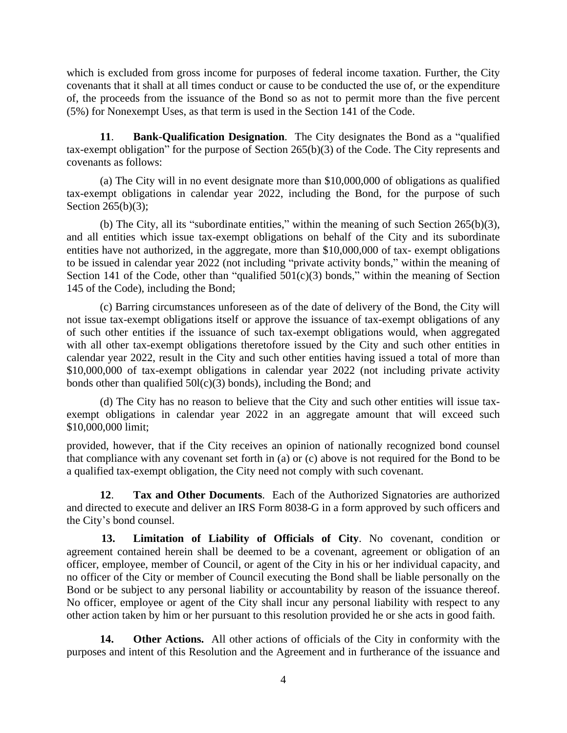which is excluded from gross income for purposes of federal income taxation. Further, the City covenants that it shall at all times conduct or cause to be conducted the use of, or the expenditure of, the proceeds from the issuance of the Bond so as not to permit more than the five percent (5%) for Nonexempt Uses, as that term is used in the Section 141 of the Code.

**11**. **Bank-Qualification Designation**. The City designates the Bond as a "qualified tax-exempt obligation" for the purpose of Section 265(b)(3) of the Code. The City represents and covenants as follows:

(a) The City will in no event designate more than $10,000,000 of obligations as qualified tax-exempt obligations in calendar year 2022, including the Bond, for the purpose of such Section 265(b)(3);

(b) The City, all its "subordinate entities," within the meaning of such Section 265(b)(3), and all entities which issue tax-exempt obligations on behalf of the City and its subordinate entities have not authorized, in the aggregate, more than $10,000,000 of tax- exempt obligations to be issued in calendar year 2022 (not including "private activity bonds," within the meaning of Section 141 of the Code, other than "qualified 501(c)(3) bonds," within the meaning of Section 145 of the Code), including the Bond;

(c) Barring circumstances unforeseen as of the date of delivery of the Bond, the City will not issue tax-exempt obligations itself or approve the issuance of tax-exempt obligations of any of such other entities if the issuance of such tax-exempt obligations would, when aggregated with all other tax-exempt obligations theretofore issued by the City and such other entities in calendar year 2022, result in the City and such other entities having issued a total of more than $10,000,000 of tax-exempt obligations in calendar year 2022 (not including private activity bonds other than qualified 50l(c)(3) bonds), including the Bond; and

(d) The City has no reason to believe that the City and such other entities will issue tax-exempt obligations in calendar year 2022 in an aggregate amount that will exceed such $10,000,000 limit;

provided, however, that if the City receives an opinion of nationally recognized bond counsel that compliance with any covenant set forth in (a) or (c) above is not required for the Bond to be a qualified tax-exempt obligation, the City need not comply with such covenant.

**12**. **Tax and Other Documents**. Each of the Authorized Signatories are authorized and directed to execute and deliver an IRS Form 8038-G in a form approved by such officers and the City's bond counsel.

**13. Limitation of Liability of Officials of City**. No covenant, condition or agreement contained herein shall be deemed to be a covenant, agreement or obligation of an officer, employee, member of Council, or agent of the City in his or her individual capacity, and no officer of the City or member of Council executing the Bond shall be liable personally on the Bond or be subject to any personal liability or accountability by reason of the issuance thereof. No officer, employee or agent of the City shall incur any personal liability with respect to any other action taken by him or her pursuant to this resolution provided he or she acts in good faith.

**14. Other Actions.** All other actions of officials of the City in conformity with the purposes and intent of this Resolution and the Agreement and in furtherance of the issuance and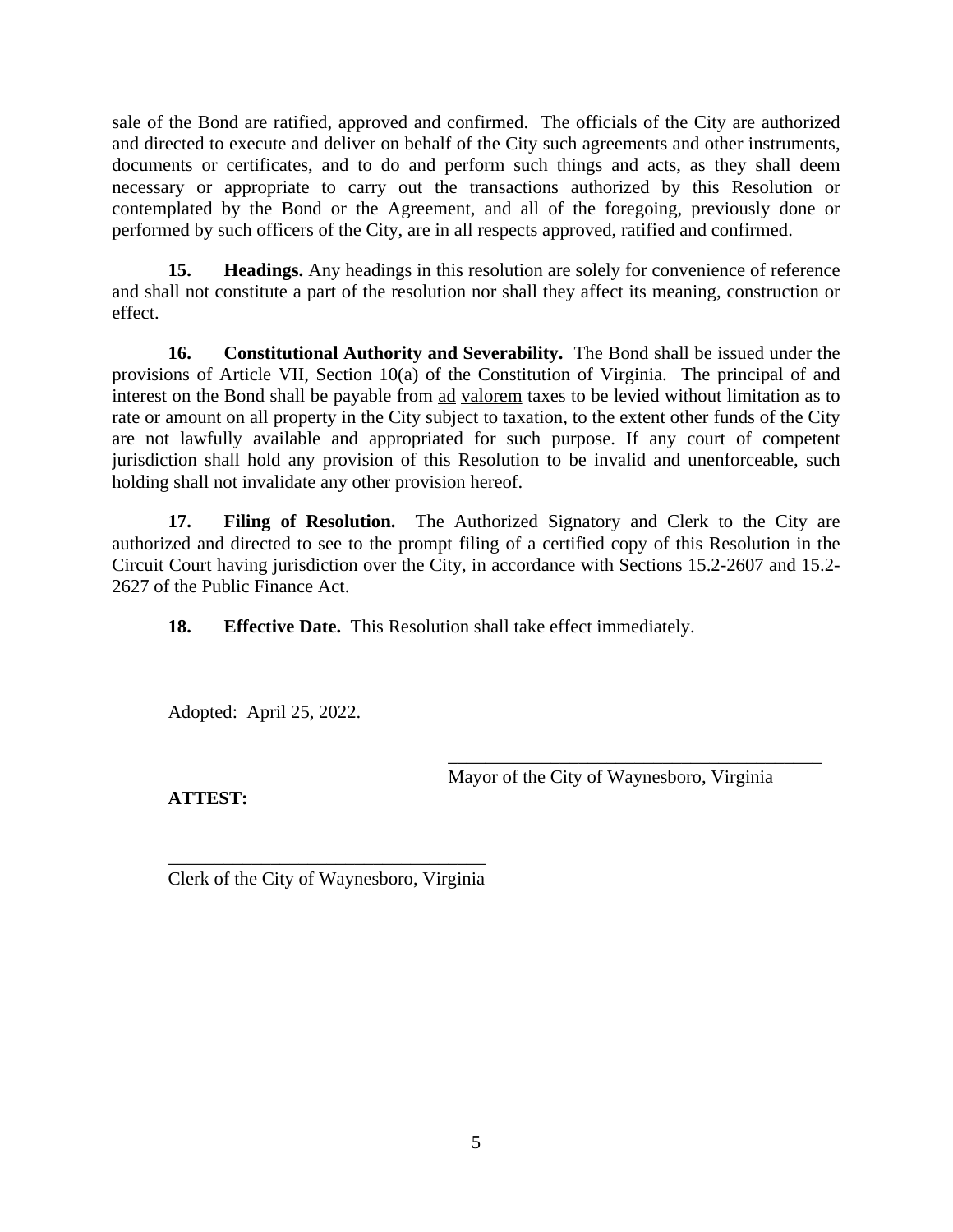sale of the Bond are ratified, approved and confirmed. The officials of the City are authorized and directed to execute and deliver on behalf of the City such agreements and other instruments, documents or certificates, and to do and perform such things and acts, as they shall deem necessary or appropriate to carry out the transactions authorized by this Resolution or contemplated by the Bond or the Agreement, and all of the foregoing, previously done or performed by such officers of the City, are in all respects approved, ratified and confirmed.

**15. Headings.** Any headings in this resolution are solely for convenience of reference and shall not constitute a part of the resolution nor shall they affect its meaning, construction or effect.

**16. Constitutional Authority and Severability.** The Bond shall be issued under the provisions of Article VII, Section 10(a) of the Constitution of Virginia. The principal of and interest on the Bond shall be payable from ad valorem taxes to be levied without limitation as to rate or amount on all property in the City subject to taxation, to the extent other funds of the City are not lawfully available and appropriated for such purpose. If any court of competent jurisdiction shall hold any provision of this Resolution to be invalid and unenforceable, such holding shall not invalidate any other provision hereof.

**17. Filing of Resolution.** The Authorized Signatory and Clerk to the City are authorized and directed to see to the prompt filing of a certified copy of this Resolution in the Circuit Court having jurisdiction over the City, in accordance with Sections 15.2-2607 and 15.2-2627 of the Public Finance Act.

**18. Effective Date.** This Resolution shall take effect immediately.

Adopted: April 25, 2022.

\_\_\_\_\_\_\_\_\_\_\_\_\_\_\_\_\_\_\_\_\_\_\_\_\_\_\_\_\_\_\_\_\_\_\_\_\_\_\_\_
Mayor of the City of Waynesboro, Virginia

**ATTEST:**

\_\_\_\_\_\_\_\_\_\_\_\_\_\_\_\_\_\_\_\_\_\_\_\_\_\_\_\_\_\_\_\_\_\_\_
Clerk of the City of Waynesboro, Virginia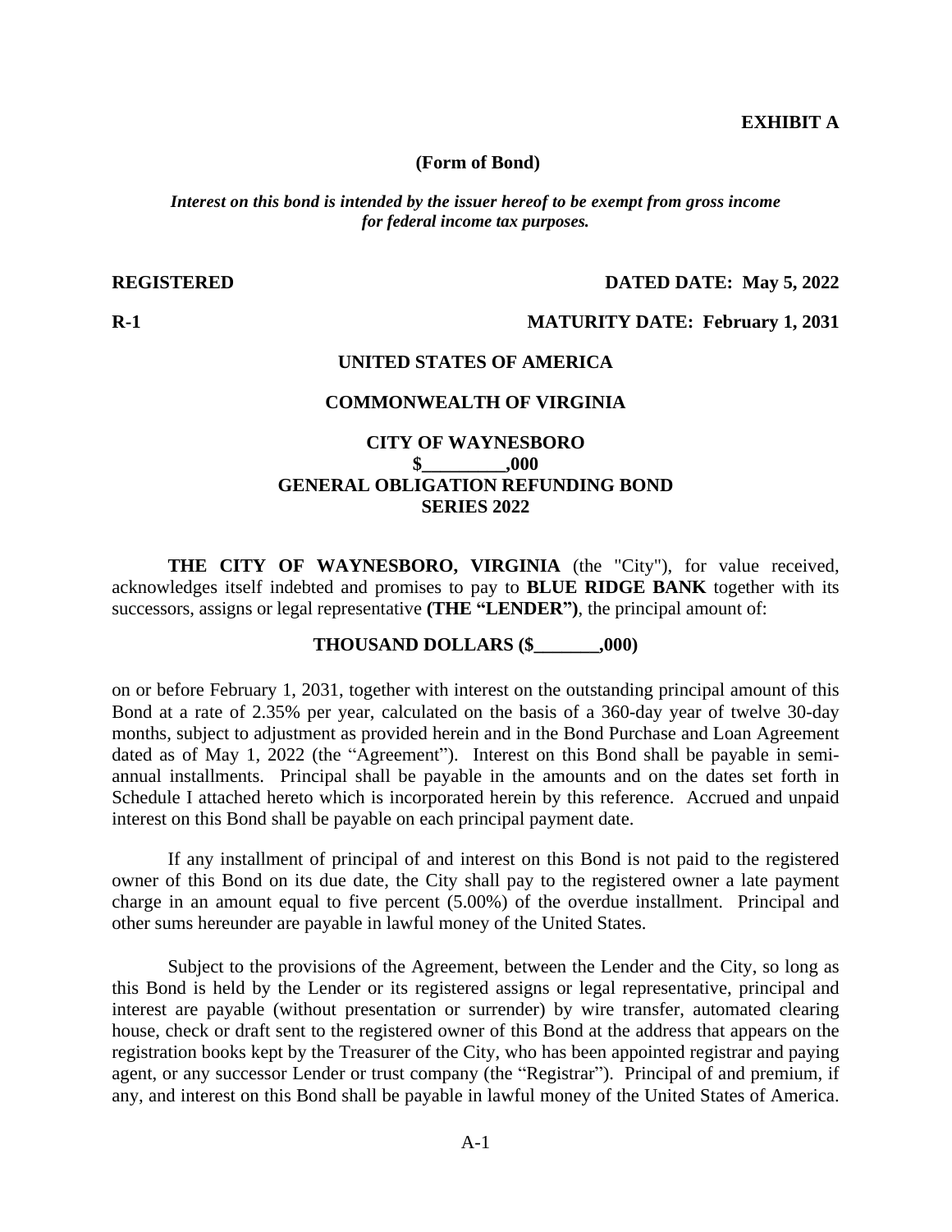**EXHIBIT A**

**(Form of Bond)**

***Interest on this bond is intended by the issuer hereof to be exempt from gross income for federal income tax purposes.***

**REGISTERED** **DATED DATE: May 5, 2022**

**R-1** **MATURITY DATE: February 1, 2031**

**UNITED STATES OF AMERICA**

**COMMONWEALTH OF VIRGINIA**

**CITY OF WAYNESBORO**
**$_________,000**
**GENERAL OBLIGATION REFUNDING BOND**
**SERIES 2022**

**THE CITY OF WAYNESBORO, VIRGINIA** (the "City"), for value received, acknowledges itself indebted and promises to pay to **BLUE RIDGE BANK** together with its successors, assigns or legal representative **(THE "LENDER")**, the principal amount of:

**THOUSAND DOLLARS ($_______,000)**

on or before February 1, 2031, together with interest on the outstanding principal amount of this Bond at a rate of 2.35% per year, calculated on the basis of a 360-day year of twelve 30-day months, subject to adjustment as provided herein and in the Bond Purchase and Loan Agreement dated as of May 1, 2022 (the "Agreement"). Interest on this Bond shall be payable in semi-annual installments. Principal shall be payable in the amounts and on the dates set forth in Schedule I attached hereto which is incorporated herein by this reference. Accrued and unpaid interest on this Bond shall be payable on each principal payment date.

If any installment of principal of and interest on this Bond is not paid to the registered owner of this Bond on its due date, the City shall pay to the registered owner a late payment charge in an amount equal to five percent (5.00%) of the overdue installment. Principal and other sums hereunder are payable in lawful money of the United States.

Subject to the provisions of the Agreement, between the Lender and the City, so long as this Bond is held by the Lender or its registered assigns or legal representative, principal and interest are payable (without presentation or surrender) by wire transfer, automated clearing house, check or draft sent to the registered owner of this Bond at the address that appears on the registration books kept by the Treasurer of the City, who has been appointed registrar and paying agent, or any successor Lender or trust company (the "Registrar"). Principal of and premium, if any, and interest on this Bond shall be payable in lawful money of the United States of America.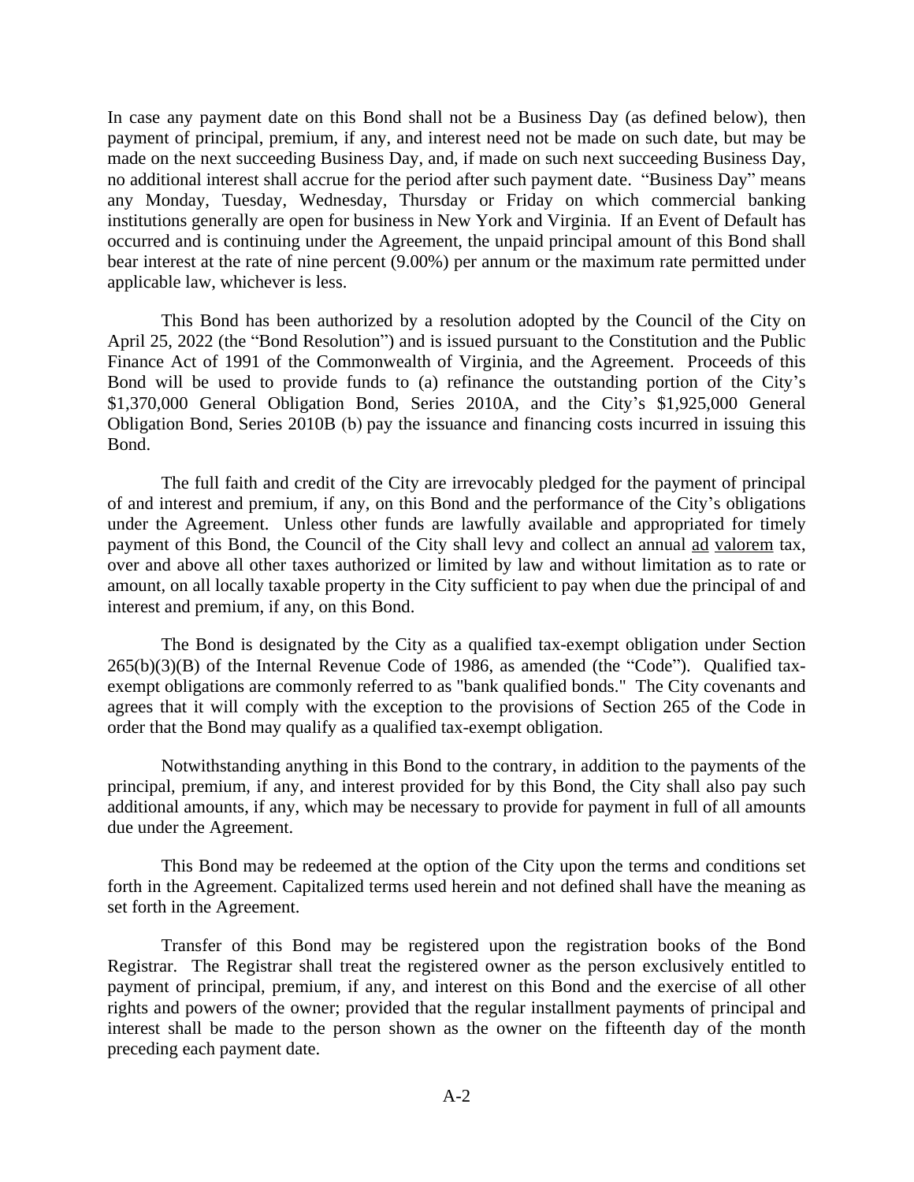In case any payment date on this Bond shall not be a Business Day (as defined below), then payment of principal, premium, if any, and interest need not be made on such date, but may be made on the next succeeding Business Day, and, if made on such next succeeding Business Day, no additional interest shall accrue for the period after such payment date. "Business Day" means any Monday, Tuesday, Wednesday, Thursday or Friday on which commercial banking institutions generally are open for business in New York and Virginia. If an Event of Default has occurred and is continuing under the Agreement, the unpaid principal amount of this Bond shall bear interest at the rate of nine percent (9.00%) per annum or the maximum rate permitted under applicable law, whichever is less.

This Bond has been authorized by a resolution adopted by the Council of the City on April 25, 2022 (the "Bond Resolution") and is issued pursuant to the Constitution and the Public Finance Act of 1991 of the Commonwealth of Virginia, and the Agreement. Proceeds of this Bond will be used to provide funds to (a) refinance the outstanding portion of the City's $1,370,000 General Obligation Bond, Series 2010A, and the City's $1,925,000 General Obligation Bond, Series 2010B (b) pay the issuance and financing costs incurred in issuing this Bond.

The full faith and credit of the City are irrevocably pledged for the payment of principal of and interest and premium, if any, on this Bond and the performance of the City's obligations under the Agreement. Unless other funds are lawfully available and appropriated for timely payment of this Bond, the Council of the City shall levy and collect an annual <u>ad valorem</u> tax, over and above all other taxes authorized or limited by law and without limitation as to rate or amount, on all locally taxable property in the City sufficient to pay when due the principal of and interest and premium, if any, on this Bond.

The Bond is designated by the City as a qualified tax-exempt obligation under Section 265(b)(3)(B) of the Internal Revenue Code of 1986, as amended (the "Code"). Qualified tax-exempt obligations are commonly referred to as "bank qualified bonds." The City covenants and agrees that it will comply with the exception to the provisions of Section 265 of the Code in order that the Bond may qualify as a qualified tax-exempt obligation.

Notwithstanding anything in this Bond to the contrary, in addition to the payments of the principal, premium, if any, and interest provided for by this Bond, the City shall also pay such additional amounts, if any, which may be necessary to provide for payment in full of all amounts due under the Agreement.

This Bond may be redeemed at the option of the City upon the terms and conditions set forth in the Agreement. Capitalized terms used herein and not defined shall have the meaning as set forth in the Agreement.

Transfer of this Bond may be registered upon the registration books of the Bond Registrar. The Registrar shall treat the registered owner as the person exclusively entitled to payment of principal, premium, if any, and interest on this Bond and the exercise of all other rights and powers of the owner; provided that the regular installment payments of principal and interest shall be made to the person shown as the owner on the fifteenth day of the month preceding each payment date.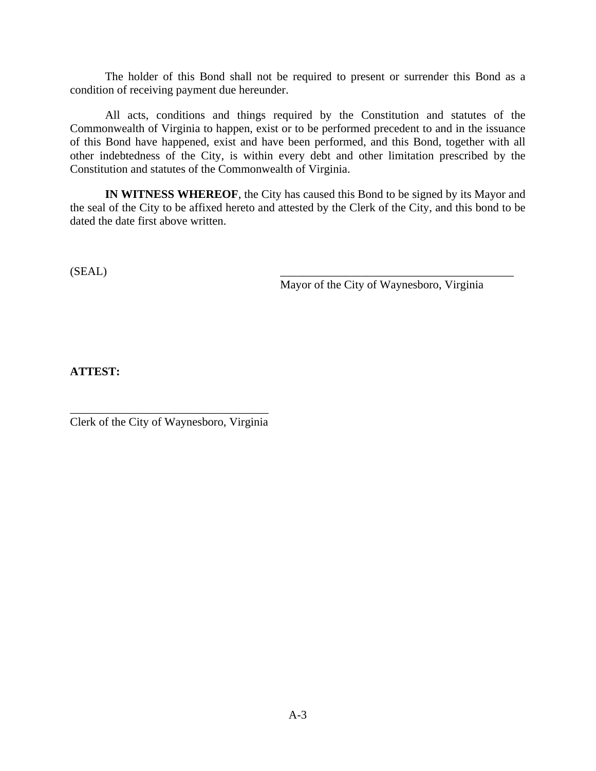The holder of this Bond shall not be required to present or surrender this Bond as a condition of receiving payment due hereunder.

All acts, conditions and things required by the Constitution and statutes of the Commonwealth of Virginia to happen, exist or to be performed precedent to and in the issuance of this Bond have happened, exist and have been performed, and this Bond, together with all other indebtedness of the City, is within every debt and other limitation prescribed by the Constitution and statutes of the Commonwealth of Virginia.

**IN WITNESS WHEREOF**, the City has caused this Bond to be signed by its Mayor and the seal of the City to be affixed hereto and attested by the Clerk of the City, and this bond to be dated the date first above written.

(SEAL)

\_\_\_\_\_\_\_\_\_\_\_\_\_\_\_\_\_\_\_\_\_\_\_\_\_\_\_\_\_\_\_\_\_\_\_\_\_\_\_\_\_\_
Mayor of the City of Waynesboro, Virginia

**ATTEST:**

\_\_\_\_\_\_\_\_\_\_\_\_\_\_\_\_\_\_\_\_\_\_\_\_\_\_\_\_\_\_\_\_\_\_\_\_
Clerk of the City of Waynesboro, Virginia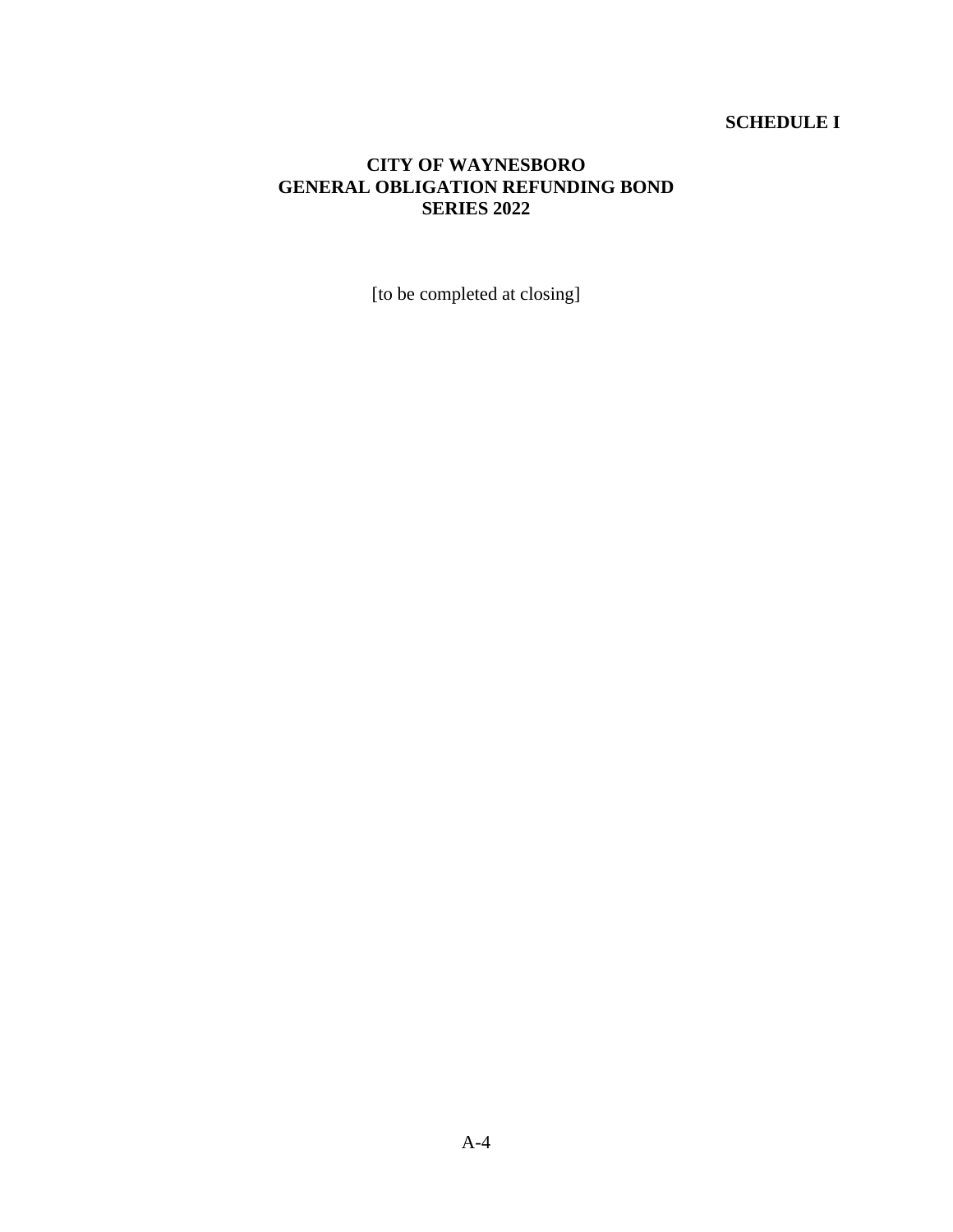**SCHEDULE I**

**CITY OF WAYNESBORO**
**GENERAL OBLIGATION REFUNDING BOND**
**SERIES 2022**

[to be completed at closing]